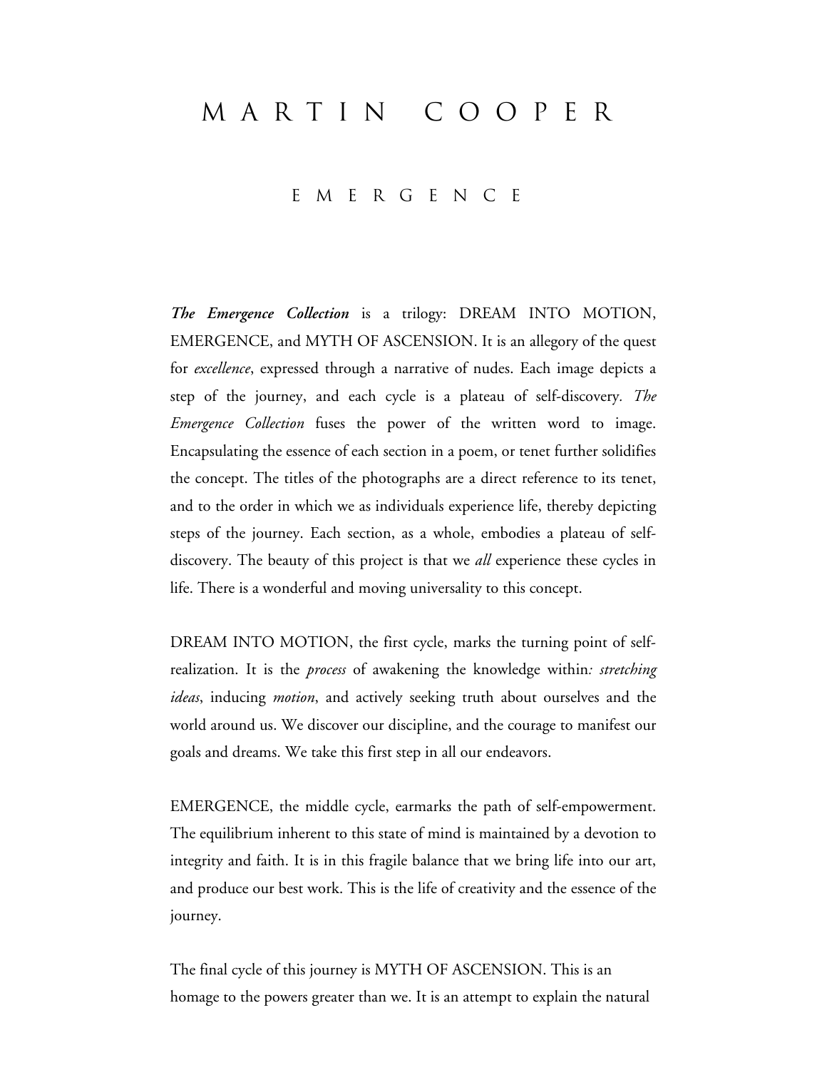# M A R T I N   C O O P E R

## E M E R G E N C E

***The Emergence Collection*** is a trilogy: DREAM INTO MOTION, EMERGENCE, and MYTH OF ASCENSION. It is an allegory of the quest for *excellence*, expressed through a narrative of nudes. Each image depicts a step of the journey, and each cycle is a plateau of self-discovery. *The Emergence Collection* fuses the power of the written word to image. Encapsulating the essence of each section in a poem, or tenet further solidifies the concept. The titles of the photographs are a direct reference to its tenet, and to the order in which we as individuals experience life, thereby depicting steps of the journey. Each section, as a whole, embodies a plateau of self-discovery. The beauty of this project is that we *all* experience these cycles in life. There is a wonderful and moving universality to this concept.

DREAM INTO MOTION, the first cycle, marks the turning point of self-realization. It is the *process* of awakening the knowledge within*: stretching ideas*, inducing *motion*, and actively seeking truth about ourselves and the world around us. We discover our discipline, and the courage to manifest our goals and dreams. We take this first step in all our endeavors.

EMERGENCE, the middle cycle, earmarks the path of self-empowerment. The equilibrium inherent to this state of mind is maintained by a devotion to integrity and faith. It is in this fragile balance that we bring life into our art, and produce our best work. This is the life of creativity and the essence of the journey.

The final cycle of this journey is MYTH OF ASCENSION. This is an homage to the powers greater than we. It is an attempt to explain the natural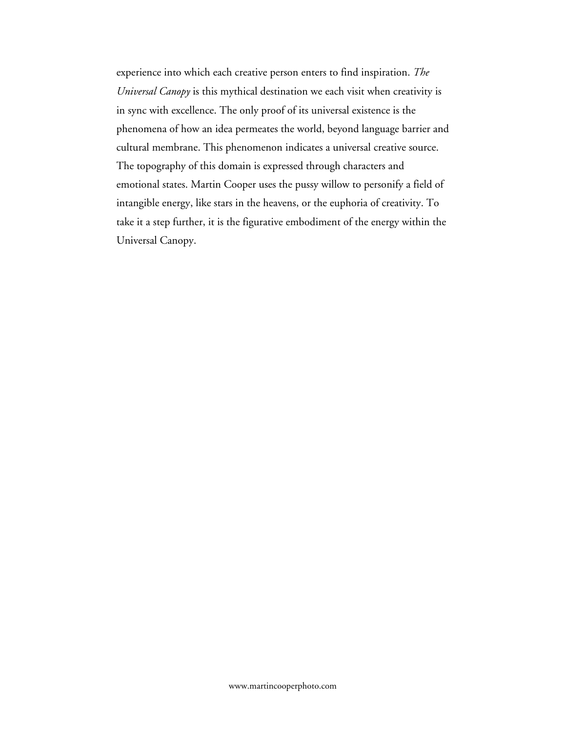experience into which each creative person enters to find inspiration. *The Universal Canopy* is this mythical destination we each visit when creativity is in sync with excellence. The only proof of its universal existence is the phenomena of how an idea permeates the world, beyond language barrier and cultural membrane. This phenomenon indicates a universal creative source. The topography of this domain is expressed through characters and emotional states. Martin Cooper uses the pussy willow to personify a field of intangible energy, like stars in the heavens, or the euphoria of creativity. To take it a step further, it is the figurative embodiment of the energy within the Universal Canopy.

www.martincooperphoto.com